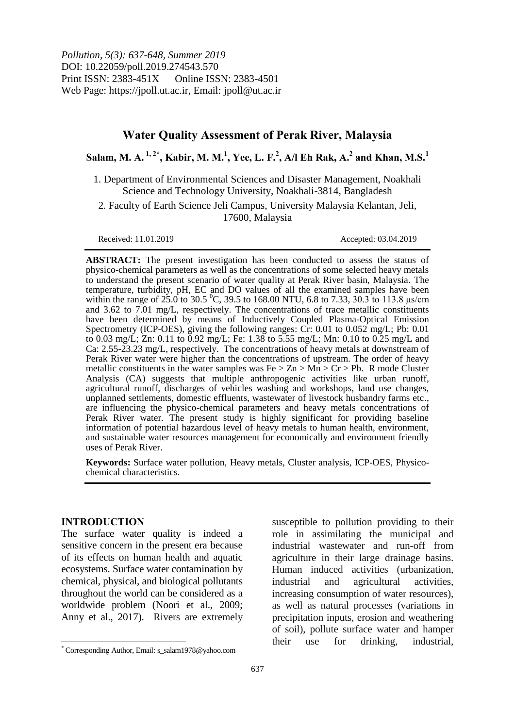*Pollution, 5(3): 637-648, Summer 2019*
DOI: 10.22059/poll.2019.274543.570
Print ISSN: 2383-451X Online ISSN: 2383-4501
Web Page: https://jpoll.ut.ac.ir, Email: jpoll@ut.ac.ir

# Water Quality Assessment of Perak River, Malaysia

**Salam, M. A. [1,2*], Kabir, M. M.[1], Yee, L. F.[2], A/l Eh Rak, A.[2] and Khan, M.S.[1]**

1. Department of Environmental Sciences and Disaster Management, Noakhali Science and Technology University, Noakhali-3814, Bangladesh

2. Faculty of Earth Science Jeli Campus, University Malaysia Kelantan, Jeli, 17600, Malaysia

Received: 11.01.2019 Accepted: 03.04.2019

**ABSTRACT:** The present investigation has been conducted to assess the status of physico-chemical parameters as well as the concentrations of some selected heavy metals to understand the present scenario of water quality at Perak River basin, Malaysia. The temperature, turbidity, pH, EC and DO values of all the examined samples have been within the range of 25.0 to 30.5 $^0$C, 39.5 to 168.00 NTU, 6.8 to 7.33, 30.3 to 113.8 µs/cm and 3.62 to 7.01 mg/L, respectively. The concentrations of trace metallic constituents have been determined by means of Inductively Coupled Plasma-Optical Emission Spectrometry (ICP-OES), giving the following ranges: Cr: 0.01 to 0.052 mg/L; Pb: 0.01 to 0.03 mg/L; Zn: 0.11 to 0.92 mg/L; Fe: 1.38 to 5.55 mg/L; Mn: 0.10 to 0.25 mg/L and Ca: 2.55-23.23 mg/L, respectively. The concentrations of heavy metals at downstream of Perak River water were higher than the concentrations of upstream. The order of heavy metallic constituents in the water samples was Fe > Zn > Mn > Cr > Pb. R mode Cluster Analysis (CA) suggests that multiple anthropogenic activities like urban runoff, agricultural runoff, discharges of vehicles washing and workshops, land use changes, unplanned settlements, domestic effluents, wastewater of livestock husbandry farms etc., are influencing the physico-chemical parameters and heavy metals concentrations of Perak River water. The present study is highly significant for providing baseline information of potential hazardous level of heavy metals to human health, environment, and sustainable water resources management for economically and environment friendly uses of Perak River.

**Keywords:** Surface water pollution, Heavy metals, Cluster analysis, ICP-OES, Physico-chemical characteristics.

## INTRODUCTION

The surface water quality is indeed a sensitive concern in the present era because of its effects on human health and aquatic ecosystems. Surface water contamination by chemical, physical, and biological pollutants throughout the world can be considered as a worldwide problem (Noori et al., 2009; Anny et al., 2017). Rivers are extremely susceptible to pollution providing to their role in assimilating the municipal and industrial wastewater and run-off from agriculture in their large drainage basins. Human induced activities (urbanization, industrial and agricultural activities, increasing consumption of water resources), as well as natural processes (variations in precipitation inputs, erosion and weathering of soil), pollute surface water and hamper their use for drinking, industrial,

* Corresponding Author, Email: s_salam1978@yahoo.com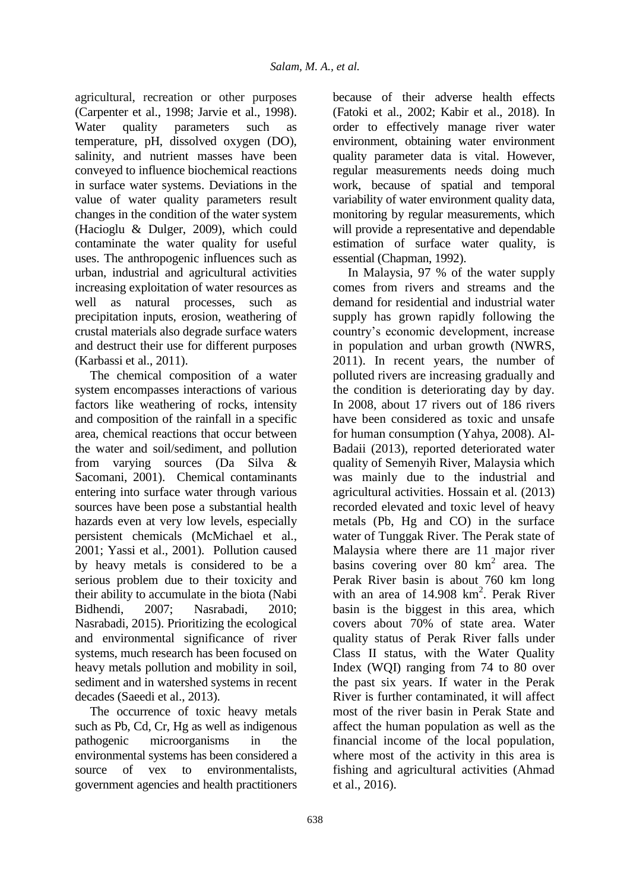agricultural, recreation or other purposes (Carpenter et al., 1998; Jarvie et al., 1998). Water quality parameters such as temperature, pH, dissolved oxygen (DO), salinity, and nutrient masses have been conveyed to influence biochemical reactions in surface water systems. Deviations in the value of water quality parameters result changes in the condition of the water system (Hacioglu & Dulger, 2009), which could contaminate the water quality for useful uses. The anthropogenic influences such as urban, industrial and agricultural activities increasing exploitation of water resources as well as natural processes, such as precipitation inputs, erosion, weathering of crustal materials also degrade surface waters and destruct their use for different purposes (Karbassi et al., 2011).

The chemical composition of a water system encompasses interactions of various factors like weathering of rocks, intensity and composition of the rainfall in a specific area, chemical reactions that occur between the water and soil/sediment, and pollution from varying sources (Da Silva & Sacomani, 2001). Chemical contaminants entering into surface water through various sources have been pose a substantial health hazards even at very low levels, especially persistent chemicals (McMichael et al., 2001; Yassi et al., 2001). Pollution caused by heavy metals is considered to be a serious problem due to their toxicity and their ability to accumulate in the biota (Nabi Bidhendi, 2007; Nasrabadi, 2010; Nasrabadi, 2015). Prioritizing the ecological and environmental significance of river systems, much research has been focused on heavy metals pollution and mobility in soil, sediment and in watershed systems in recent decades (Saeedi et al., 2013).

The occurrence of toxic heavy metals such as Pb, Cd, Cr, Hg as well as indigenous pathogenic microorganisms in the environmental systems has been considered a source of vex to environmentalists, government agencies and health practitioners because of their adverse health effects (Fatoki et al., 2002; Kabir et al., 2018). In order to effectively manage river water environment, obtaining water environment quality parameter data is vital. However, regular measurements needs doing much work, because of spatial and temporal variability of water environment quality data, monitoring by regular measurements, which will provide a representative and dependable estimation of surface water quality, is essential (Chapman, 1992).

In Malaysia, 97 % of the water supply comes from rivers and streams and the demand for residential and industrial water supply has grown rapidly following the country's economic development, increase in population and urban growth (NWRS, 2011). In recent years, the number of polluted rivers are increasing gradually and the condition is deteriorating day by day. In 2008, about 17 rivers out of 186 rivers have been considered as toxic and unsafe for human consumption (Yahya, 2008). Al-Badaii (2013), reported deteriorated water quality of Semenyih River, Malaysia which was mainly due to the industrial and agricultural activities. Hossain et al. (2013) recorded elevated and toxic level of heavy metals (Pb, Hg and CO) in the surface water of Tunggak River. The Perak state of Malaysia where there are 11 major river basins covering over 80 $km^2$ area. The Perak River basin is about 760 km long with an area of 14.908 $km^2$. Perak River basin is the biggest in this area, which covers about 70% of state area. Water quality status of Perak River falls under Class II status, with the Water Quality Index (WQI) ranging from 74 to 80 over the past six years. If water in the Perak River is further contaminated, it will affect most of the river basin in Perak State and affect the human population as well as the financial income of the local population, where most of the activity in this area is fishing and agricultural activities (Ahmad et al., 2016).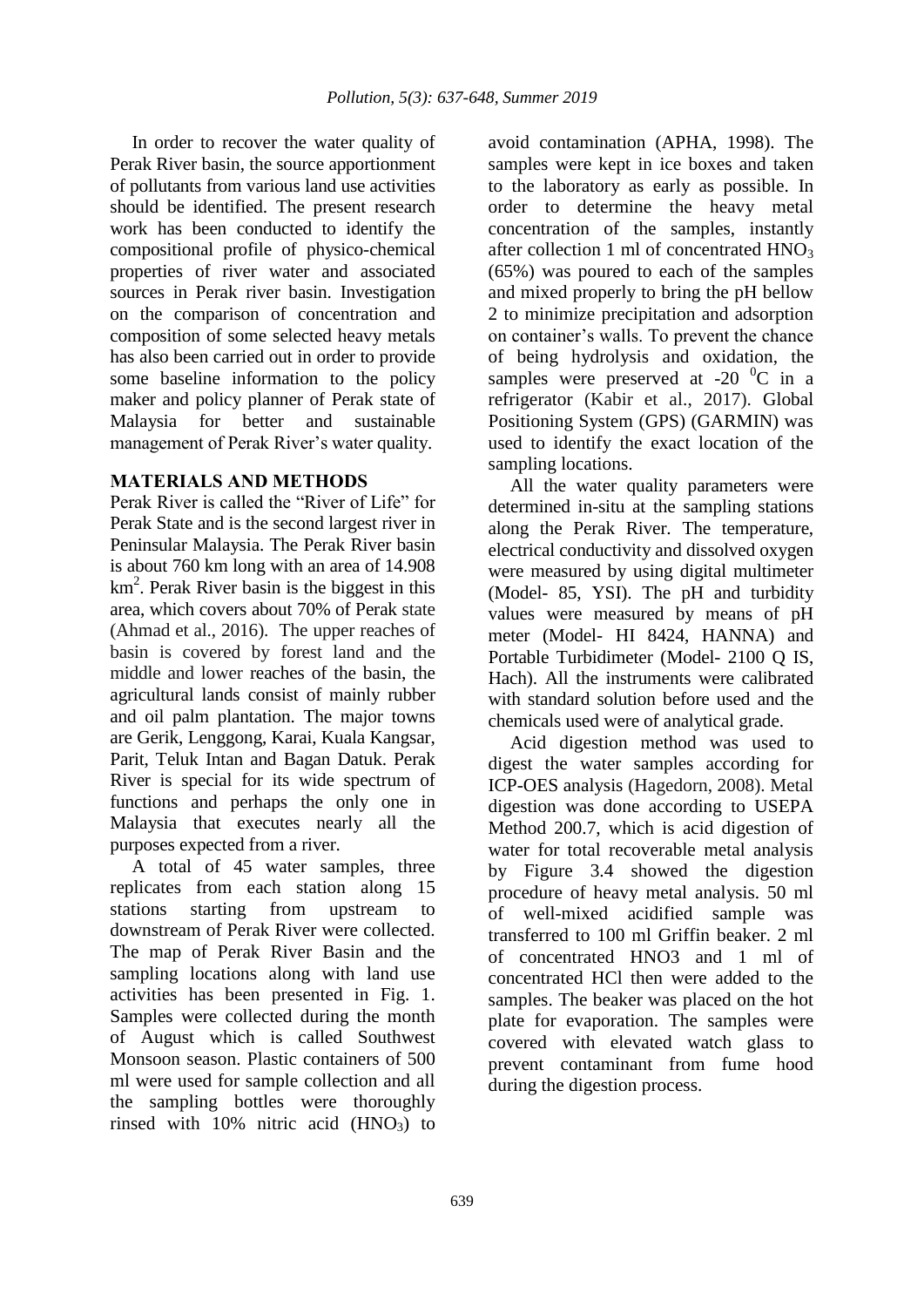In order to recover the water quality of Perak River basin, the source apportionment of pollutants from various land use activities should be identified. The present research work has been conducted to identify the compositional profile of physico-chemical properties of river water and associated sources in Perak river basin. Investigation on the comparison of concentration and composition of some selected heavy metals has also been carried out in order to provide some baseline information to the policy maker and policy planner of Perak state of Malaysia for better and sustainable management of Perak River's water quality.

## MATERIALS AND METHODS

Perak River is called the "River of Life" for Perak State and is the second largest river in Peninsular Malaysia. The Perak River basin is about 760 km long with an area of 14.908 $km^2$. Perak River basin is the biggest in this area, which covers about 70% of Perak state (Ahmad et al., 2016). The upper reaches of basin is covered by forest land and the middle and lower reaches of the basin, the agricultural lands consist of mainly rubber and oil palm plantation. The major towns are Gerik, Lenggong, Karai, Kuala Kangsar, Parit, Teluk Intan and Bagan Datuk. Perak River is special for its wide spectrum of functions and perhaps the only one in Malaysia that executes nearly all the purposes expected from a river.

A total of 45 water samples, three replicates from each station along 15 stations starting from upstream to downstream of Perak River were collected. The map of Perak River Basin and the sampling locations along with land use activities has been presented in Fig. 1. Samples were collected during the month of August which is called Southwest Monsoon season. Plastic containers of 500 ml were used for sample collection and all the sampling bottles were thoroughly rinsed with 10% nitric acid ($HNO_3$) to avoid contamination (APHA, 1998). The samples were kept in ice boxes and taken to the laboratory as early as possible. In order to determine the heavy metal concentration of the samples, instantly after collection 1 ml of concentrated $HNO_3$ (65%) was poured to each of the samples and mixed properly to bring the pH bellow 2 to minimize precipitation and adsorption on container's walls. To prevent the chance of being hydrolysis and oxidation, the samples were preserved at -20 $^0$C in a refrigerator (Kabir et al., 2017). Global Positioning System (GPS) (GARMIN) was used to identify the exact location of the sampling locations.

All the water quality parameters were determined in-situ at the sampling stations along the Perak River. The temperature, electrical conductivity and dissolved oxygen were measured by using digital multimeter (Model- 85, YSI). The pH and turbidity values were measured by means of pH meter (Model- HI 8424, HANNA) and Portable Turbidimeter (Model- 2100 Q IS, Hach). All the instruments were calibrated with standard solution before used and the chemicals used were of analytical grade.

Acid digestion method was used to digest the water samples according for ICP-OES analysis (Hagedorn, 2008). Metal digestion was done according to USEPA Method 200.7, which is acid digestion of water for total recoverable metal analysis by Figure 3.4 showed the digestion procedure of heavy metal analysis. 50 ml of well-mixed acidified sample was transferred to 100 ml Griffin beaker. 2 ml of concentrated HNO3 and 1 ml of concentrated HCl then were added to the samples. The beaker was placed on the hot plate for evaporation. The samples were covered with elevated watch glass to prevent contaminant from fume hood during the digestion process.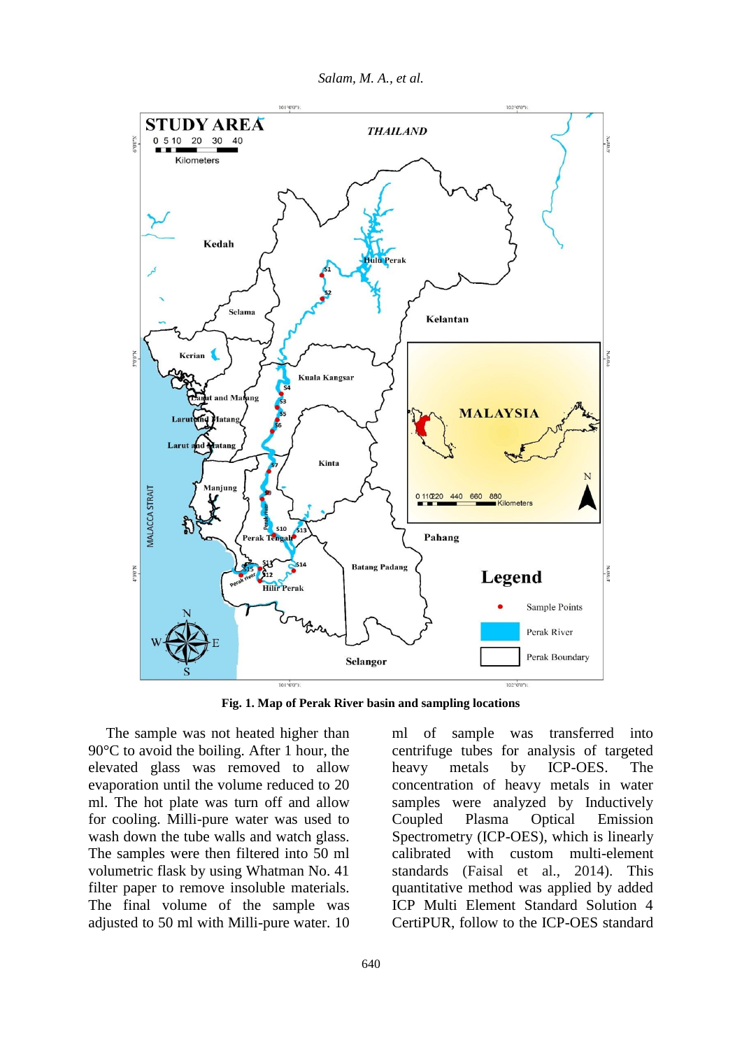**Fig. 1. Map of Perak River basin and sampling locations**

The sample was not heated higher than 90°C to avoid the boiling. After 1 hour, the elevated glass was removed to allow evaporation until the volume reduced to 20 ml. The hot plate was turn off and allow for cooling. Milli-pure water was used to wash down the tube walls and watch glass. The samples were then filtered into 50 ml volumetric flask by using Whatman No. 41 filter paper to remove insoluble materials. The final volume of the sample was adjusted to 50 ml with Milli-pure water. 10 ml of sample was transferred into centrifuge tubes for analysis of targeted heavy metals by ICP-OES. The concentration of heavy metals in water samples were analyzed by Inductively Coupled Plasma Optical Emission Spectrometry (ICP-OES), which is linearly calibrated with custom multi-element standards (Faisal et al., 2014). This quantitative method was applied by added ICP Multi Element Standard Solution 4 CertiPUR, follow to the ICP-OES standard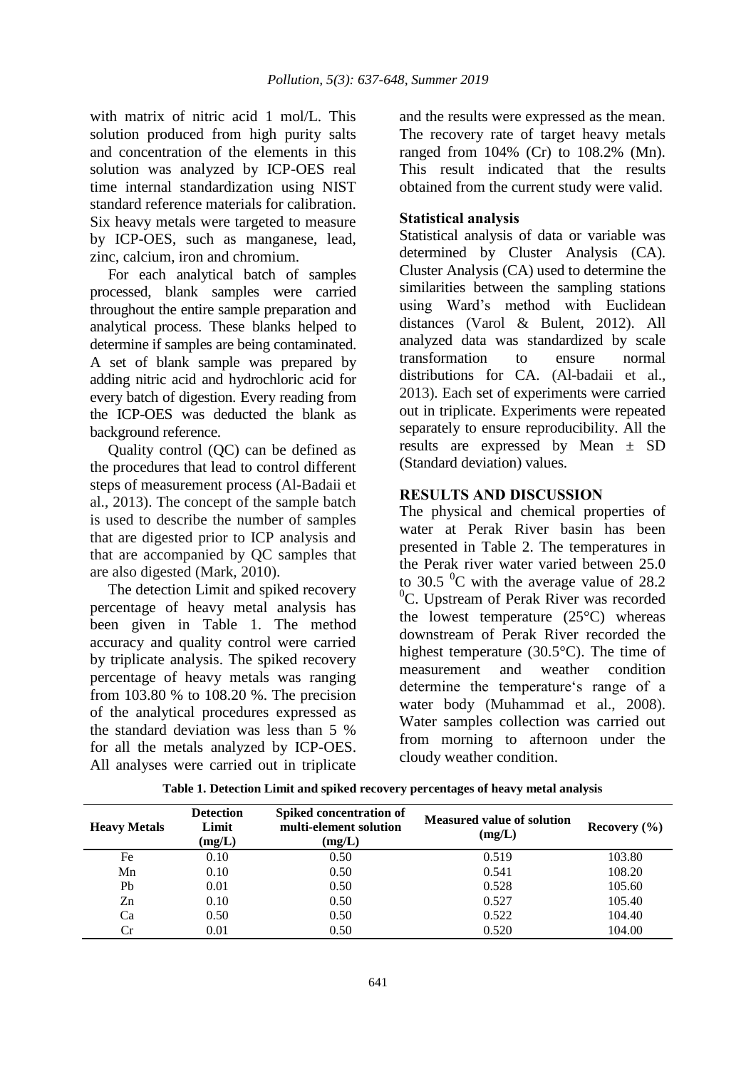with matrix of nitric acid 1 mol/L. This solution produced from high purity salts and concentration of the elements in this solution was analyzed by ICP-OES real time internal standardization using NIST standard reference materials for calibration. Six heavy metals were targeted to measure by ICP-OES, such as manganese, lead, zinc, calcium, iron and chromium.

For each analytical batch of samples processed, blank samples were carried throughout the entire sample preparation and analytical process. These blanks helped to determine if samples are being contaminated. A set of blank sample was prepared by adding nitric acid and hydrochloric acid for every batch of digestion. Every reading from the ICP-OES was deducted the blank as background reference.

Quality control (QC) can be defined as the procedures that lead to control different steps of measurement process (Al-Badaii et al., 2013). The concept of the sample batch is used to describe the number of samples that are digested prior to ICP analysis and that are accompanied by QC samples that are also digested (Mark, 2010).

The detection Limit and spiked recovery percentage of heavy metal analysis has been given in Table 1. The method accuracy and quality control were carried by triplicate analysis. The spiked recovery percentage of heavy metals was ranging from 103.80 % to 108.20 %. The precision of the analytical procedures expressed as the standard deviation was less than 5 % for all the metals analyzed by ICP-OES. All analyses were carried out in triplicate and the results were expressed as the mean. The recovery rate of target heavy metals ranged from 104% (Cr) to 108.2% (Mn). This result indicated that the results obtained from the current study were valid.

### Statistical analysis

Statistical analysis of data or variable was determined by Cluster Analysis (CA). Cluster Analysis (CA) used to determine the similarities between the sampling stations using Ward's method with Euclidean distances (Varol & Bulent, 2012). All analyzed data was standardized by scale transformation to ensure normal distributions for CA. (Al-badaii et al., 2013). Each set of experiments were carried out in triplicate. Experiments were repeated separately to ensure reproducibility. All the results are expressed by Mean ± SD (Standard deviation) values.

## RESULTS AND DISCUSSION

The physical and chemical properties of water at Perak River basin has been presented in Table 2. The temperatures in the Perak river water varied between 25.0 to 30.5 $^{0}$C with the average value of 28.2 $^{0}$C. Upstream of Perak River was recorded the lowest temperature (25°C) whereas downstream of Perak River recorded the highest temperature (30.5°C). The time of measurement and weather condition determine the temperature's range of a water body (Muhammad et al., 2008). Water samples collection was carried out from morning to afternoon under the cloudy weather condition.

**Table 1. Detection Limit and spiked recovery percentages of heavy metal analysis**

| Heavy Metals | Detection Limit (mg/L) | Spiked concentration of multi-element solution (mg/L) | Measured value of solution (mg/L) | Recovery (%) |
|---|---|---|---|---|
| Fe | 0.10 | 0.50 | 0.519 | 103.80 |
| Mn | 0.10 | 0.50 | 0.541 | 108.20 |
| Pb | 0.01 | 0.50 | 0.528 | 105.60 |
| Zn | 0.10 | 0.50 | 0.527 | 105.40 |
| Ca | 0.50 | 0.50 | 0.522 | 104.40 |
| Cr | 0.01 | 0.50 | 0.520 | 104.00 |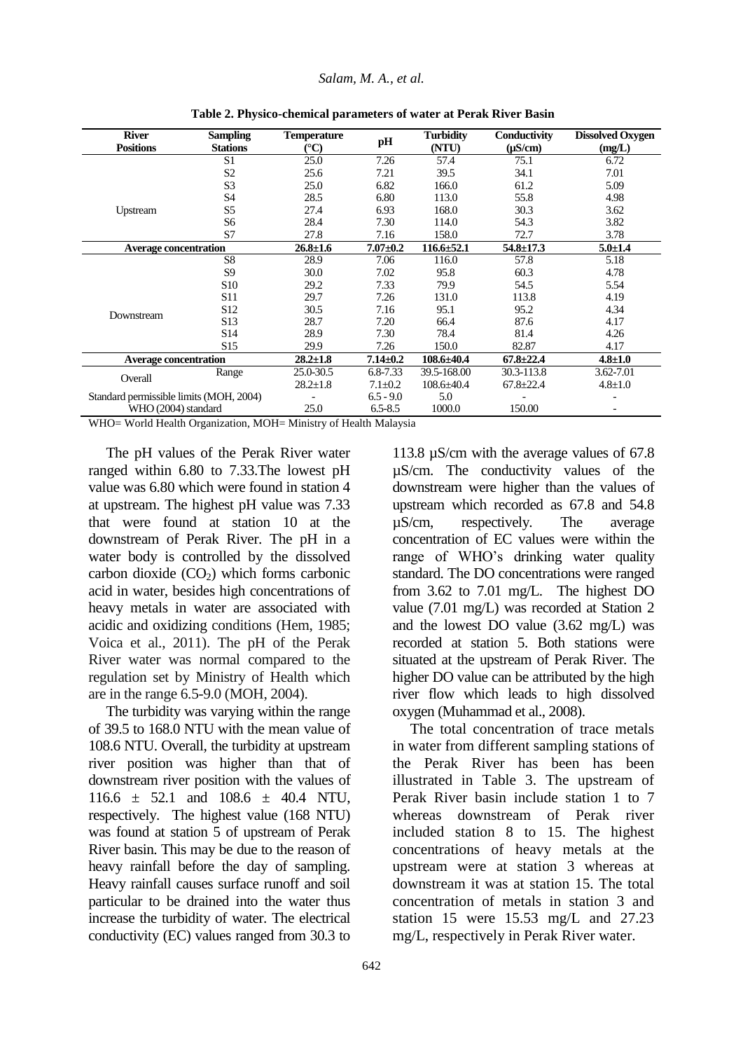**Table 2. Physico-chemical parameters of water at Perak River Basin**

| River Positions | Sampling Stations | Temperature (°C) | pH | Turbidity (NTU) | Conductivity (µS/cm) | Dissolved Oxygen (mg/L) |
|---|---|---|---|---|---|---|
| Upstream | S1 | 25.0 | 7.26 | 57.4 | 75.1 | 6.72 |
| | S2 | 25.6 | 7.21 | 39.5 | 34.1 | 7.01 |
| | S3 | 25.0 | 6.82 | 166.0 | 61.2 | 5.09 |
| | S4 | 28.5 | 6.80 | 113.0 | 55.8 | 4.98 |
| | S5 | 27.4 | 6.93 | 168.0 | 30.3 | 3.62 |
| | S6 | 28.4 | 7.30 | 114.0 | 54.3 | 3.82 |
| | S7 | 27.8 | 7.16 | 158.0 | 72.7 | 3.78 |
| **Average concentration** | | **26.8±1.6** | **7.07±0.2** | **116.6±52.1** | **54.8±17.3** | **5.0±1.4** |
| Downstream | S8 | 28.9 | 7.06 | 116.0 | 57.8 | 5.18 |
| | S9 | 30.0 | 7.02 | 95.8 | 60.3 | 4.78 |
| | S10 | 29.2 | 7.33 | 79.9 | 54.5 | 5.54 |
| | S11 | 29.7 | 7.26 | 131.0 | 113.8 | 4.19 |
| | S12 | 30.5 | 7.16 | 95.1 | 95.2 | 4.34 |
| | S13 | 28.7 | 7.20 | 66.4 | 87.6 | 4.17 |
| | S14 | 28.9 | 7.30 | 78.4 | 81.4 | 4.26 |
| | S15 | 29.9 | 7.26 | 150.0 | 82.87 | 4.17 |
| **Average concentration** | | **28.2±1.8** | **7.14±0.2** | **108.6±40.4** | **67.8±22.4** | **4.8±1.0** |
| Overall | Range | 25.0-30.5 | 6.8-7.33 | 39.5-168.00 | 30.3-113.8 | 3.62-7.01 |
| | | 28.2±1.8 | 7.1±0.2 | 108.6±40.4 | 67.8±22.4 | 4.8±1.0 |
| Standard permissible limits (MOH, 2004) | | - | 6.5 - 9.0 | 5.0 | - | - |
| WHO (2004) standard | | 25.0 | 6.5-8.5 | 1000.0 | 150.00 | - |

WHO= World Health Organization, MOH= Ministry of Health Malaysia

The pH values of the Perak River water ranged within 6.80 to 7.33.The lowest pH value was 6.80 which were found in station 4 at upstream. The highest pH value was 7.33 that were found at station 10 at the downstream of Perak River. The pH in a water body is controlled by the dissolved carbon dioxide ($CO_2$) which forms carbonic acid in water, besides high concentrations of heavy metals in water are associated with acidic and oxidizing conditions (Hem, 1985; Voica et al., 2011). The pH of the Perak River water was normal compared to the regulation set by Ministry of Health which are in the range 6.5-9.0 (MOH, 2004).

The turbidity was varying within the range of 39.5 to 168.0 NTU with the mean value of 108.6 NTU. Overall, the turbidity at upstream river position was higher than that of downstream river position with the values of 116.6 ± 52.1 and 108.6 ± 40.4 NTU, respectively. The highest value (168 NTU) was found at station 5 of upstream of Perak River basin. This may be due to the reason of heavy rainfall before the day of sampling. Heavy rainfall causes surface runoff and soil particular to be drained into the water thus increase the turbidity of water. The electrical conductivity (EC) values ranged from 30.3 to 113.8 µS/cm with the average values of 67.8 µS/cm. The conductivity values of the downstream were higher than the values of upstream which recorded as 67.8 and 54.8 µS/cm, respectively. The average concentration of EC values were within the range of WHO's drinking water quality standard. The DO concentrations were ranged from 3.62 to 7.01 mg/L. The highest DO value (7.01 mg/L) was recorded at Station 2 and the lowest DO value (3.62 mg/L) was recorded at station 5. Both stations were situated at the upstream of Perak River. The higher DO value can be attributed by the high river flow which leads to high dissolved oxygen (Muhammad et al., 2008).

The total concentration of trace metals in water from different sampling stations of the Perak River has been has been illustrated in Table 3. The upstream of Perak River basin include station 1 to 7 whereas downstream of Perak river included station 8 to 15. The highest concentrations of heavy metals at the upstream were at station 3 whereas at downstream it was at station 15. The total concentration of metals in station 3 and station 15 were 15.53 mg/L and 27.23 mg/L, respectively in Perak River water.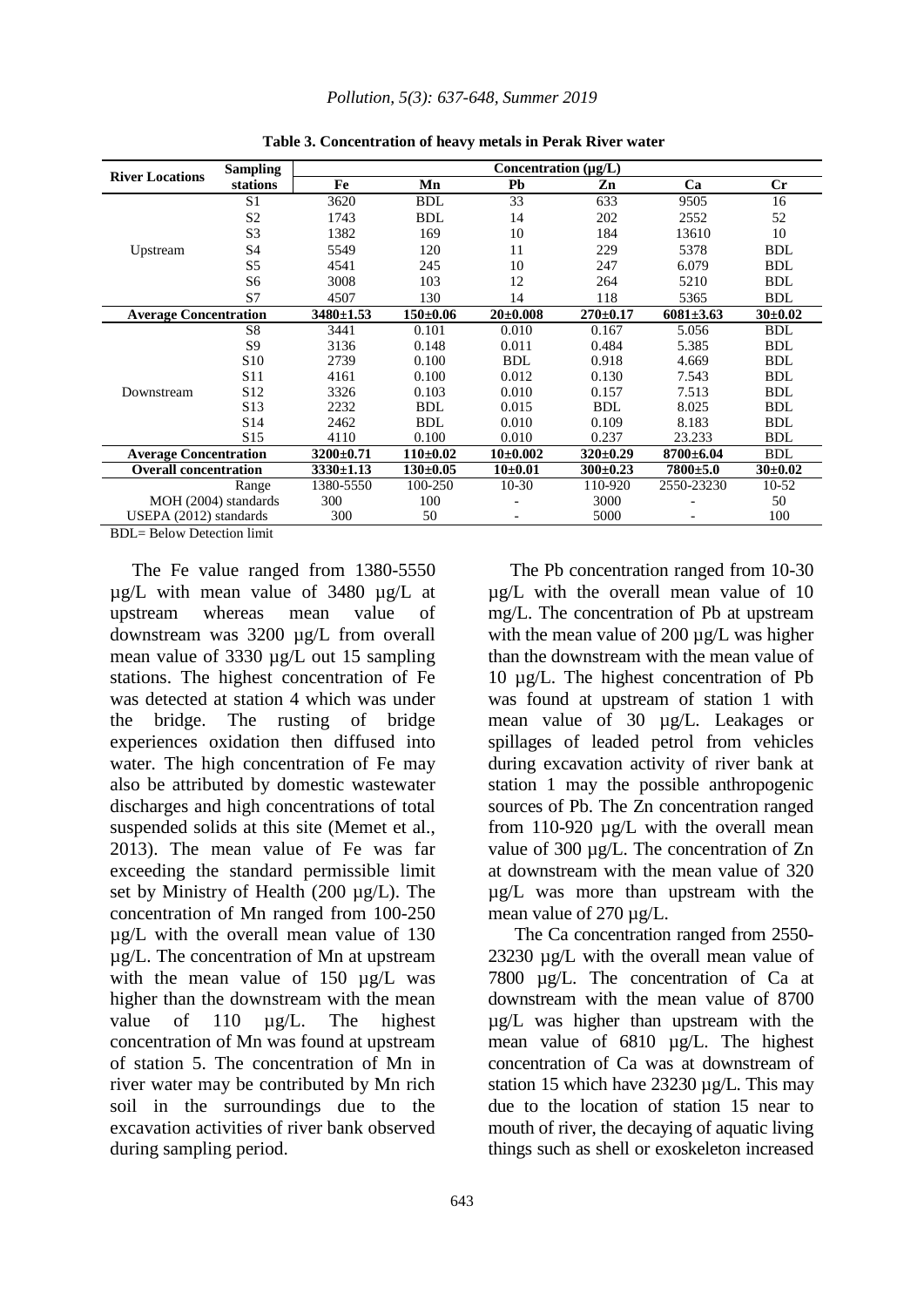**Table 3. Concentration of heavy metals in Perak River water**

| River Locations | Sampling stations | Concentration (µg/L) | | | | | |
|---|---|---|---|---|---|---|---|
| | | Fe | Mn | Pb | Zn | Ca | Cr |
| Upstream | S1 | 3620 | BDL | 33 | 633 | 9505 | 16 |
| | S2 | 1743 | BDL | 14 | 202 | 2552 | 52 |
| | S3 | 1382 | 169 | 10 | 184 | 13610 | 10 |
| | S4 | 5549 | 120 | 11 | 229 | 5378 | BDL |
| | S5 | 4541 | 245 | 10 | 247 | 6.079 | BDL |
| | S6 | 3008 | 103 | 12 | 264 | 5210 | BDL |
| | S7 | 4507 | 130 | 14 | 118 | 5365 | BDL |
| **Average Concentration** | | **3480±1.53** | **150±0.06** | **20±0.008** | **270±0.17** | **6081±3.63** | **30±0.02** |
| Downstream | S8 | 3441 | 0.101 | 0.010 | 0.167 | 5.056 | BDL |
| | S9 | 3136 | 0.148 | 0.011 | 0.484 | 5.385 | BDL |
| | S10 | 2739 | 0.100 | BDL | 0.918 | 4.669 | BDL |
| | S11 | 4161 | 0.100 | 0.012 | 0.130 | 7.543 | BDL |
| | S12 | 3326 | 0.103 | 0.010 | 0.157 | 7.513 | BDL |
| | S13 | 2232 | BDL | 0.015 | BDL | 8.025 | BDL |
| | S14 | 2462 | BDL | 0.010 | 0.109 | 8.183 | BDL |
| | S15 | 4110 | 0.100 | 0.010 | 0.237 | 23.233 | BDL |
| **Average Concentration** | | **3200±0.71** | **110±0.02** | **10±0.002** | **320±0.29** | **8700±6.04** | BDL |
| **Overall concentration** | | **3330±1.13** | **130±0.05** | **10±0.01** | **300±0.23** | **7800±5.0** | **30±0.02** |
| | Range | 1380-5550 | 100-250 | 10-30 | 110-920 | 2550-23230 | 10-52 |
| MOH (2004) standards | | 300 | 100 | - | 3000 | - | 50 |
| USEPA (2012) standards | | 300 | 50 | - | 5000 | - | 100 |

BDL= Below Detection limit

The Fe value ranged from 1380-5550 µg/L with mean value of 3480 µg/L at upstream whereas mean value of downstream was 3200 µg/L from overall mean value of 3330 µg/L out 15 sampling stations. The highest concentration of Fe was detected at station 4 which was under the bridge. The rusting of bridge experiences oxidation then diffused into water. The high concentration of Fe may also be attributed by domestic wastewater discharges and high concentrations of total suspended solids at this site (Memet et al., 2013). The mean value of Fe was far exceeding the standard permissible limit set by Ministry of Health (200 µg/L). The concentration of Mn ranged from 100-250 µg/L with the overall mean value of 130 µg/L. The concentration of Mn at upstream with the mean value of 150 µg/L was higher than the downstream with the mean value of 110 µg/L. The highest concentration of Mn was found at upstream of station 5. The concentration of Mn in river water may be contributed by Mn rich soil in the surroundings due to the excavation activities of river bank observed during sampling period.

The Pb concentration ranged from 10-30 µg/L with the overall mean value of 10 mg/L. The concentration of Pb at upstream with the mean value of 200 µg/L was higher than the downstream with the mean value of 10 µg/L. The highest concentration of Pb was found at upstream of station 1 with mean value of 30 µg/L. Leakages or spillages of leaded petrol from vehicles during excavation activity of river bank at station 1 may the possible anthropogenic sources of Pb. The Zn concentration ranged from 110-920 µg/L with the overall mean value of 300 µg/L. The concentration of Zn at downstream with the mean value of 320 µg/L was more than upstream with the mean value of 270 µg/L.

The Ca concentration ranged from 2550-23230 µg/L with the overall mean value of 7800 µg/L. The concentration of Ca at downstream with the mean value of 8700 µg/L was higher than upstream with the mean value of 6810 µg/L. The highest concentration of Ca was at downstream of station 15 which have 23230 µg/L. This may due to the location of station 15 near to mouth of river, the decaying of aquatic living things such as shell or exoskeleton increased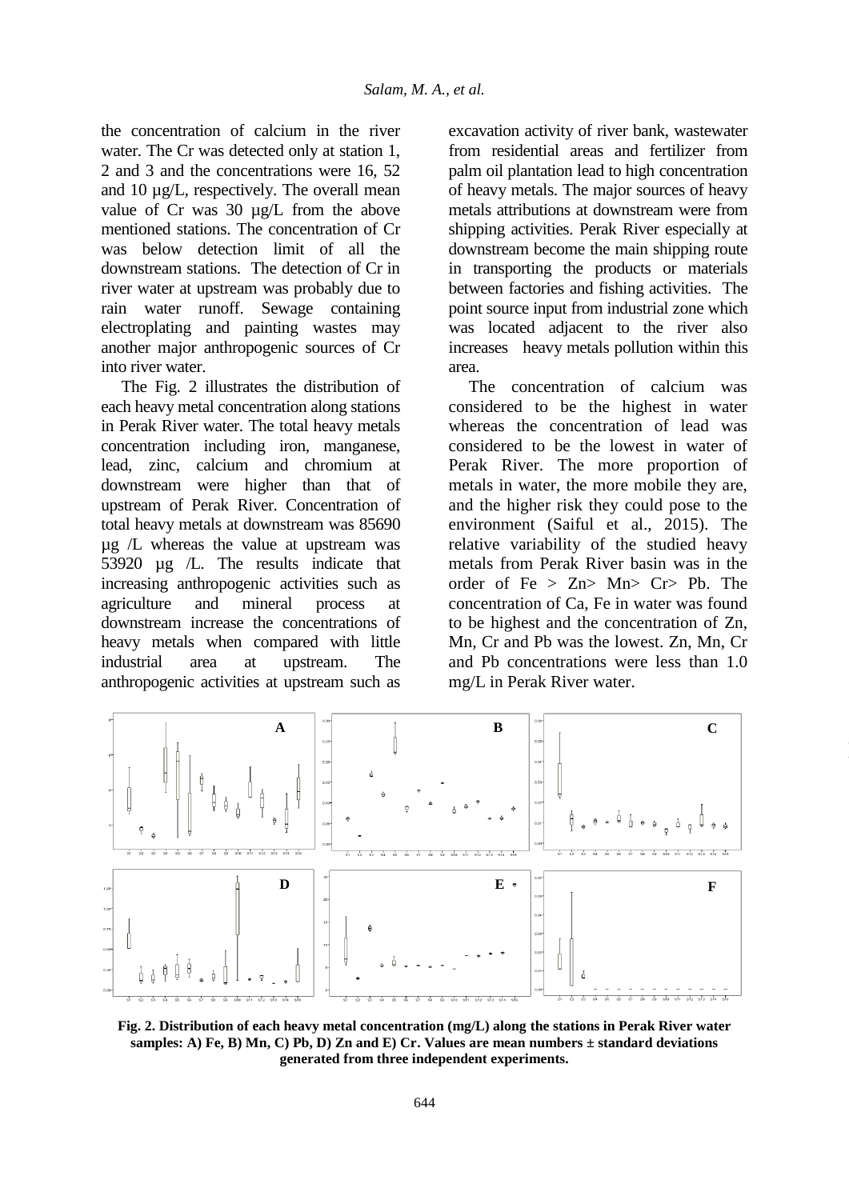the concentration of calcium in the river water. The Cr was detected only at station 1, 2 and 3 and the concentrations were 16, 52 and 10 µg/L, respectively. The overall mean value of Cr was 30 µg/L from the above mentioned stations. The concentration of Cr was below detection limit of all the downstream stations. The detection of Cr in river water at upstream was probably due to rain water runoff. Sewage containing electroplating and painting wastes may another major anthropogenic sources of Cr into river water.

The Fig. 2 illustrates the distribution of each heavy metal concentration along stations in Perak River water. The total heavy metals concentration including iron, manganese, lead, zinc, calcium and chromium at downstream were higher than that of upstream of Perak River. Concentration of total heavy metals at downstream was 85690 µg /L whereas the value at upstream was 53920 µg /L. The results indicate that increasing anthropogenic activities such as agriculture and mineral process at downstream increase the concentrations of heavy metals when compared with little industrial area at upstream. The anthropogenic activities at upstream such as excavation activity of river bank, wastewater from residential areas and fertilizer from palm oil plantation lead to high concentration of heavy metals. The major sources of heavy metals attributions at downstream were from shipping activities. Perak River especially at downstream become the main shipping route in transporting the products or materials between factories and fishing activities. The point source input from industrial zone which was located adjacent to the river also increases heavy metals pollution within this area.

The concentration of calcium was considered to be the highest in water whereas the concentration of lead was considered to be the lowest in water of Perak River. The more proportion of metals in water, the more mobile they are, and the higher risk they could pose to the environment (Saiful et al., 2015). The relative variability of the studied heavy metals from Perak River basin was in the order of Fe > Zn> Mn> Cr> Pb. The concentration of Ca, Fe in water was found to be highest and the concentration of Zn, Mn, Cr and Pb was the lowest. Zn, Mn, Cr and Pb concentrations were less than 1.0 mg/L in Perak River water.

**Fig. 2. Distribution of each heavy metal concentration (mg/L) along the stations in Perak River water samples: A) Fe, B) Mn, C) Pb, D) Zn and E) Cr. Values are mean numbers ± standard deviations generated from three independent experiments.**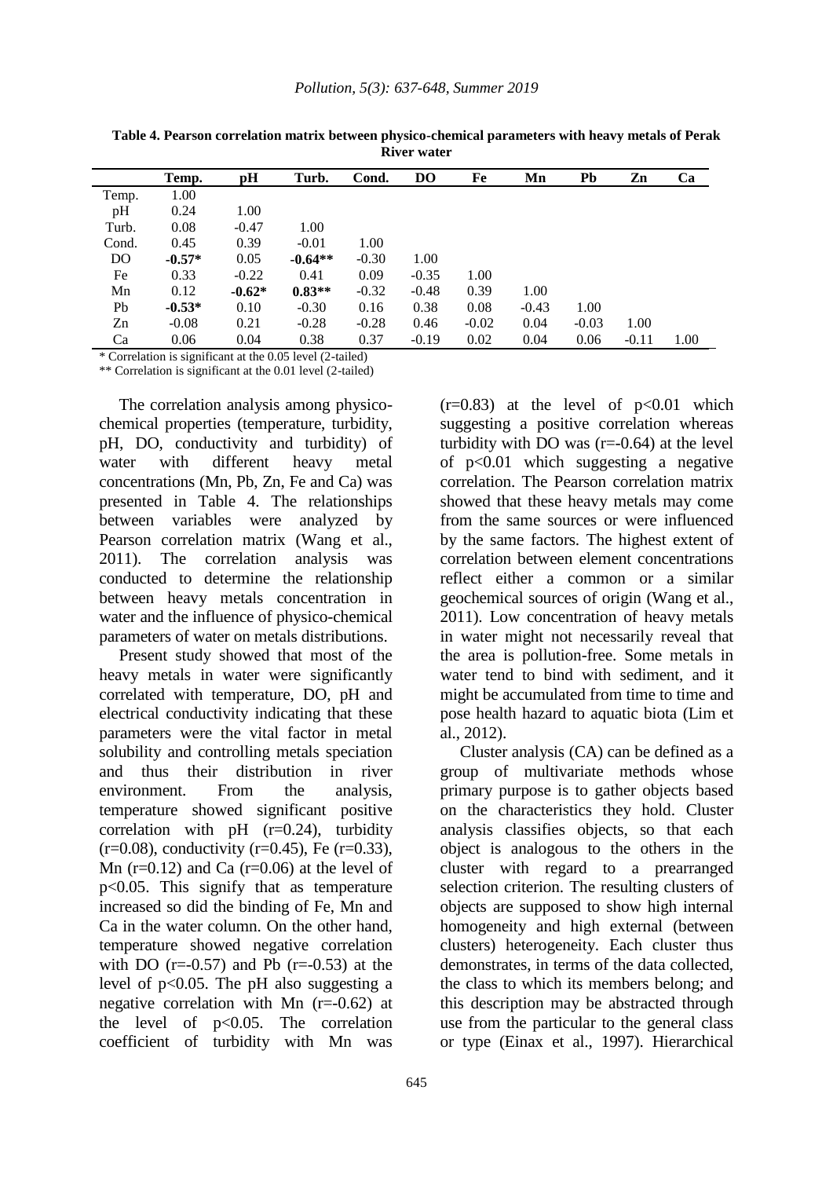**Table 4. Pearson correlation matrix between physico-chemical parameters with heavy metals of Perak River water**

| | Temp. | pH | Turb. | Cond. | DO | Fe | Mn | Pb | Zn | Ca |
|---|---|---|---|---|---|---|---|---|---|---|
| Temp. | 1.00 | | | | | | | | | |
| pH | 0.24 | 1.00 | | | | | | | | |
| Turb. | 0.08 | -0.47 | 1.00 | | | | | | | |
| Cond. | 0.45 | 0.39 | -0.01 | 1.00 | | | | | | |
| DO | **-0.57*** | 0.05 | **-0.64**** | -0.30 | 1.00 | | | | | |
| Fe | 0.33 | -0.22 | 0.41 | 0.09 | -0.35 | 1.00 | | | | |
| Mn | 0.12 | **-0.62*** | **0.83**** | -0.32 | -0.48 | 0.39 | 1.00 | | | |
| Pb | **-0.53*** | 0.10 | -0.30 | 0.16 | 0.38 | 0.08 | -0.43 | 1.00 | | |
| Zn | -0.08 | 0.21 | -0.28 | -0.28 | 0.46 | -0.02 | 0.04 | -0.03 | 1.00 | |
| Ca | 0.06 | 0.04 | 0.38 | 0.37 | -0.19 | 0.02 | 0.04 | 0.06 | -0.11 | 1.00 |

\* Correlation is significant at the 0.05 level (2-tailed)

** Correlation is significant at the 0.01 level (2-tailed)

The correlation analysis among physico-chemical properties (temperature, turbidity, pH, DO, conductivity and turbidity) of water with different heavy metal concentrations (Mn, Pb, Zn, Fe and Ca) was presented in Table 4. The relationships between variables were analyzed by Pearson correlation matrix (Wang et al., 2011). The correlation analysis was conducted to determine the relationship between heavy metals concentration in water and the influence of physico-chemical parameters of water on metals distributions.

Present study showed that most of the heavy metals in water were significantly correlated with temperature, DO, pH and electrical conductivity indicating that these parameters were the vital factor in metal solubility and controlling metals speciation and thus their distribution in river environment. From the analysis, temperature showed significant positive correlation with pH (r=0.24), turbidity (r=0.08), conductivity (r=0.45), Fe (r=0.33), Mn (r=0.12) and Ca (r=0.06) at the level of $p<0.05$. This signify that as temperature increased so did the binding of Fe, Mn and Ca in the water column. On the other hand, temperature showed negative correlation with DO (r=-0.57) and Pb (r=-0.53) at the level of $p<0.05$. The pH also suggesting a negative correlation with Mn (r=-0.62) at the level of $p<0.05$. The correlation coefficient of turbidity with Mn was (r=0.83) at the level of $p<0.01$ which suggesting a positive correlation whereas turbidity with DO was (r=-0.64) at the level of $p<0.01$ which suggesting a negative correlation. The Pearson correlation matrix showed that these heavy metals may come from the same sources or were influenced by the same factors. The highest extent of correlation between element concentrations reflect either a common or a similar geochemical sources of origin (Wang et al., 2011). Low concentration of heavy metals in water might not necessarily reveal that the area is pollution-free. Some metals in water tend to bind with sediment, and it might be accumulated from time to time and pose health hazard to aquatic biota (Lim et al., 2012).

Cluster analysis (CA) can be defined as a group of multivariate methods whose primary purpose is to gather objects based on the characteristics they hold. Cluster analysis classifies objects, so that each object is analogous to the others in the cluster with regard to a prearranged selection criterion. The resulting clusters of objects are supposed to show high internal homogeneity and high external (between clusters) heterogeneity. Each cluster thus demonstrates, in terms of the data collected, the class to which its members belong; and this description may be abstracted through use from the particular to the general class or type (Einax et al., 1997). Hierarchical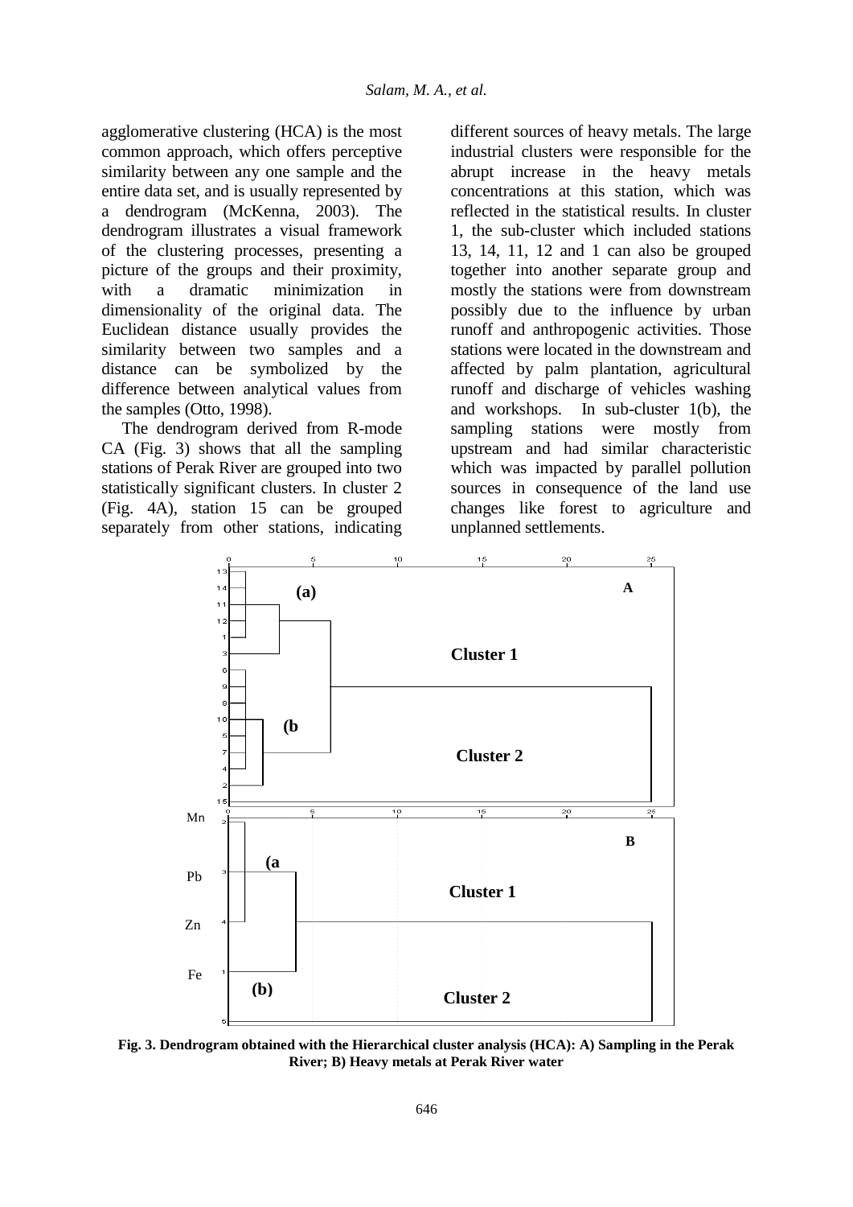agglomerative clustering (HCA) is the most common approach, which offers perceptive similarity between any one sample and the entire data set, and is usually represented by a dendrogram (McKenna, 2003). The dendrogram illustrates a visual framework of the clustering processes, presenting a picture of the groups and their proximity, with a dramatic minimization in dimensionality of the original data. The Euclidean distance usually provides the similarity between two samples and a distance can be symbolized by the difference between analytical values from the samples (Otto, 1998).

The dendrogram derived from R-mode CA (Fig. 3) shows that all the sampling stations of Perak River are grouped into two statistically significant clusters. In cluster 2 (Fig. 4A), station 15 can be grouped separately from other stations, indicating different sources of heavy metals. The large industrial clusters were responsible for the abrupt increase in the heavy metals concentrations at this station, which was reflected in the statistical results. In cluster 1, the sub-cluster which included stations 13, 14, 11, 12 and 1 can also be grouped together into another separate group and mostly the stations were from downstream possibly due to the influence by urban runoff and anthropogenic activities. Those stations were located in the downstream and affected by palm plantation, agricultural runoff and discharge of vehicles washing and workshops. In sub-cluster 1(b), the sampling stations were mostly from upstream and had similar characteristic which was impacted by parallel pollution sources in consequence of the land use changes like forest to agriculture and unplanned settlements.

**Fig. 3. Dendrogram obtained with the Hierarchical cluster analysis (HCA): A) Sampling in the Perak River; B) Heavy metals at Perak River water**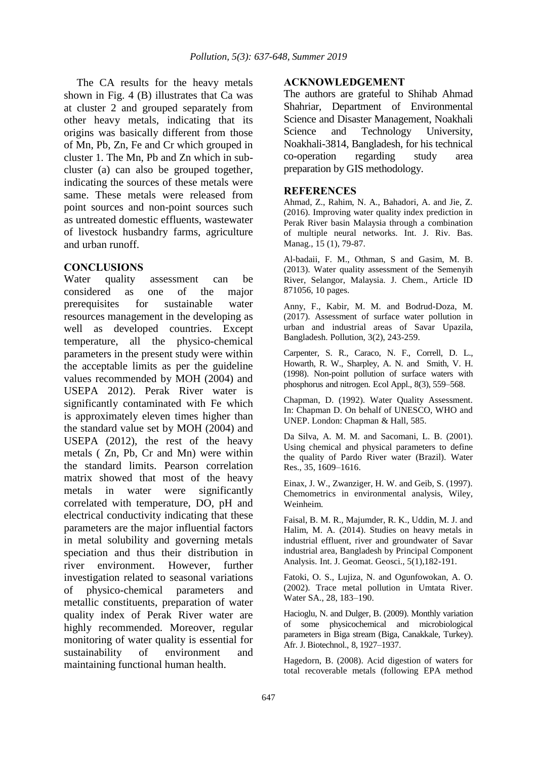The CA results for the heavy metals shown in Fig. 4 (B) illustrates that Ca was at cluster 2 and grouped separately from other heavy metals, indicating that its origins was basically different from those of Mn, Pb, Zn, Fe and Cr which grouped in cluster 1. The Mn, Pb and Zn which in sub-cluster (a) can also be grouped together, indicating the sources of these metals were same. These metals were released from point sources and non-point sources such as untreated domestic effluents, wastewater of livestock husbandry farms, agriculture and urban runoff.

## CONCLUSIONS

Water quality assessment can be considered as one of the major prerequisites for sustainable water resources management in the developing as well as developed countries. Except temperature, all the physico-chemical parameters in the present study were within the acceptable limits as per the guideline values recommended by MOH (2004) and USEPA 2012). Perak River water is significantly contaminated with Fe which is approximately eleven times higher than the standard value set by MOH (2004) and USEPA (2012), the rest of the heavy metals ( Zn, Pb, Cr and Mn) were within the standard limits. Pearson correlation matrix showed that most of the heavy metals in water were significantly correlated with temperature, DO, pH and electrical conductivity indicating that these parameters are the major influential factors in metal solubility and governing metals speciation and thus their distribution in river environment. However, further investigation related to seasonal variations of physico-chemical parameters and metallic constituents, preparation of water quality index of Perak River water are highly recommended. Moreover, regular monitoring of water quality is essential for sustainability of environment and maintaining functional human health.

## ACKNOWLEDGEMENT

The authors are grateful to Shihab Ahmad Shahriar, Department of Environmental Science and Disaster Management, Noakhali Science and Technology University, Noakhali-3814, Bangladesh, for his technical co-operation regarding study area preparation by GIS methodology.

## REFERENCES

Ahmad, Z., Rahim, N. A., Bahadori, A. and Jie, Z. (2016). Improving water quality index prediction in Perak River basin Malaysia through a combination of multiple neural networks. Int. J. Riv. Bas. Manag., 15 (1), 79-87.

Al-badaii, F. M., Othman, S and Gasim, M. B. (2013). Water quality assessment of the Semenyih River, Selangor, Malaysia. J. Chem., Article ID 871056, 10 pages.

Anny, F., Kabir, M. M. and Bodrud-Doza, M. (2017). Assessment of surface water pollution in urban and industrial areas of Savar Upazila, Bangladesh. Pollution, 3(2), 243-259.

Carpenter, S. R., Caraco, N. F., Correll, D. L., Howarth, R. W., Sharpley, A. N. and Smith, V. H. (1998). Non-point pollution of surface waters with phosphorus and nitrogen. Ecol Appl., 8(3), 559–568.

Chapman, D. (1992). Water Quality Assessment. In: Chapman D. On behalf of UNESCO, WHO and UNEP. London: Chapman & Hall, 585.

Da Silva, A. M. M. and Sacomani, L. B. (2001). Using chemical and physical parameters to define the quality of Pardo River water (Brazil). Water Res., 35, 1609–1616.

Einax, J. W., Zwanziger, H. W. and Geib, S. (1997). Chemometrics in environmental analysis, Wiley, Weinheim.

Faisal, B. M. R., Majumder, R. K., Uddin, M. J. and Halim, M. A. (2014). Studies on heavy metals in industrial effluent, river and groundwater of Savar industrial area, Bangladesh by Principal Component Analysis. Int. J. Geomat. Geosci., 5(1),182-191.

Fatoki, O. S., Lujiza, N. and Ogunfowokan, A. O. (2002). Trace metal pollution in Umtata River. Water SA., 28, 183–190.

Hacioglu, N. and Dulger, B. (2009). Monthly variation of some physicochemical and microbiological parameters in Biga stream (Biga, Canakkale, Turkey). Afr. J. Biotechnol., 8, 1927–1937.

Hagedorn, B. (2008). Acid digestion of waters for total recoverable metals (following EPA method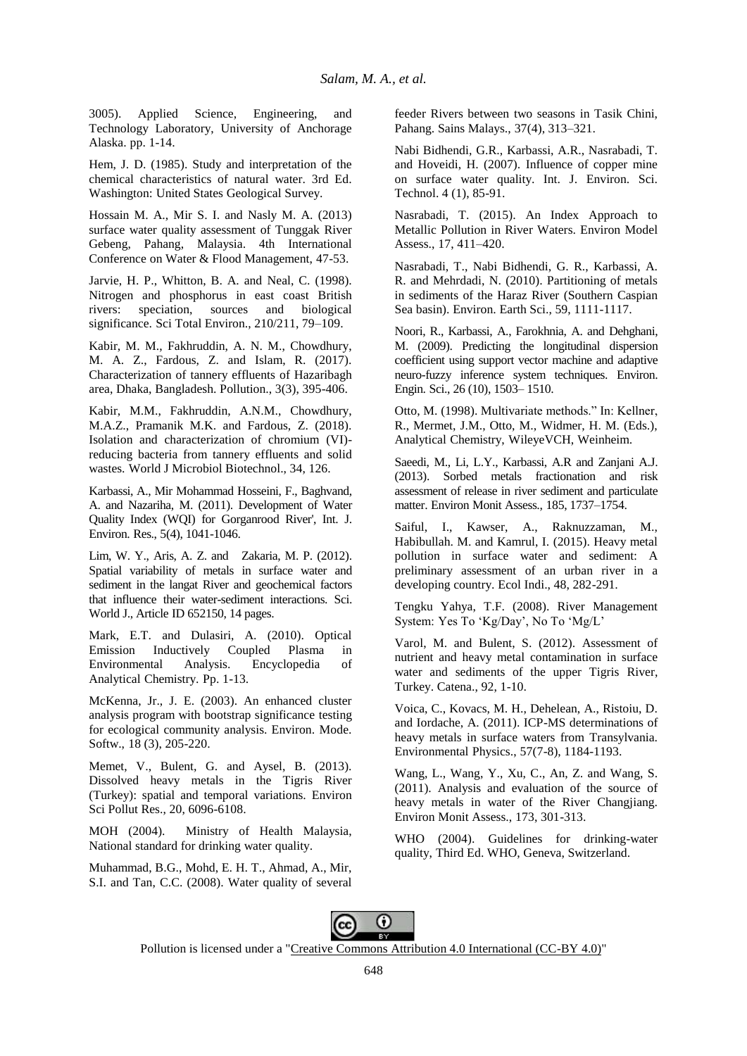3005). Applied Science, Engineering, and Technology Laboratory, University of Anchorage Alaska. pp. 1-14.

Hem, J. D. (1985). Study and interpretation of the chemical characteristics of natural water. 3rd Ed. Washington: United States Geological Survey.

Hossain M. A., Mir S. I. and Nasly M. A. (2013) surface water quality assessment of Tunggak River Gebeng, Pahang, Malaysia. 4th International Conference on Water & Flood Management, 47-53.

Jarvie, H. P., Whitton, B. A. and Neal, C. (1998). Nitrogen and phosphorus in east coast British rivers: speciation, sources and biological significance. Sci Total Environ., 210/211, 79–109.

Kabir, M. M., Fakhruddin, A. N. M., Chowdhury, M. A. Z., Fardous, Z. and Islam, R. (2017). Characterization of tannery effluents of Hazaribagh area, Dhaka, Bangladesh. Pollution., 3(3), 395-406.

Kabir, M.M., Fakhruddin, A.N.M., Chowdhury, M.A.Z., Pramanik M.K. and Fardous, Z. (2018). Isolation and characterization of chromium (VI)-reducing bacteria from tannery effluents and solid wastes. World J Microbiol Biotechnol., 34, 126.

Karbassi, A., Mir Mohammad Hosseini, F., Baghvand, A. and Nazariha, M. (2011). Development of Water Quality Index (WQI) for Gorganrood River', Int. J. Environ. Res., 5(4), 1041-1046.

Lim, W. Y., Aris, A. Z. and Zakaria, M. P. (2012). Spatial variability of metals in surface water and sediment in the langat River and geochemical factors that influence their water-sediment interactions. Sci. World J., Article ID 652150, 14 pages.

Mark, E.T. and Dulasiri, A. (2010). Optical Emission Inductively Coupled Plasma in Environmental Analysis. Encyclopedia of Analytical Chemistry. Pp. 1-13.

McKenna, Jr., J. E. (2003). An enhanced cluster analysis program with bootstrap significance testing for ecological community analysis. Environ. Mode. Softw., 18 (3), 205-220.

Memet, V., Bulent, G. and Aysel, B. (2013). Dissolved heavy metals in the Tigris River (Turkey): spatial and temporal variations. Environ Sci Pollut Res., 20, 6096-6108.

MOH (2004). Ministry of Health Malaysia, National standard for drinking water quality.

Muhammad, B.G., Mohd, E. H. T., Ahmad, A., Mir, S.I. and Tan, C.C. (2008). Water quality of several feeder Rivers between two seasons in Tasik Chini, Pahang. Sains Malays., 37(4), 313–321.

Nabi Bidhendi, G.R., Karbassi, A.R., Nasrabadi, T. and Hoveidi, H. (2007). Influence of copper mine on surface water quality. Int. J. Environ. Sci. Technol. 4 (1), 85-91.

Nasrabadi, T. (2015). An Index Approach to Metallic Pollution in River Waters. Environ Model Assess., 17, 411–420.

Nasrabadi, T., Nabi Bidhendi, G. R., Karbassi, A. R. and Mehrdadi, N. (2010). Partitioning of metals in sediments of the Haraz River (Southern Caspian Sea basin). Environ. Earth Sci., 59, 1111-1117.

Noori, R., Karbassi, A., Farokhnia, A. and Dehghani, M. (2009). Predicting the longitudinal dispersion coefficient using support vector machine and adaptive neuro-fuzzy inference system techniques. Environ. Engin. Sci., 26 (10), 1503– 1510.

Otto, M. (1998). Multivariate methods." In: Kellner, R., Mermet, J.M., Otto, M., Widmer, H. M. (Eds.), Analytical Chemistry, WileyeVCH, Weinheim.

Saeedi, M., Li, L.Y., Karbassi, A.R and Zanjani A.J. (2013). Sorbed metals fractionation and risk assessment of release in river sediment and particulate matter. Environ Monit Assess., 185, 1737–1754.

Saiful, I., Kawser, A., Raknuzzaman, M., Habibullah. M. and Kamrul, I. (2015). Heavy metal pollution in surface water and sediment: A preliminary assessment of an urban river in a developing country. Ecol Indi., 48, 282-291.

Tengku Yahya, T.F. (2008). River Management System: Yes To 'Kg/Day', No To 'Mg/L'

Varol, M. and Bulent, S. (2012). Assessment of nutrient and heavy metal contamination in surface water and sediments of the upper Tigris River, Turkey. Catena., 92, 1-10.

Voica, C., Kovacs, M. H., Dehelean, A., Ristoiu, D. and Iordache, A. (2011). ICP-MS determinations of heavy metals in surface waters from Transylvania. Environmental Physics., 57(7-8), 1184-1193.

Wang, L., Wang, Y., Xu, C., An, Z. and Wang, S. (2011). Analysis and evaluation of the source of heavy metals in water of the River Changjiang. Environ Monit Assess., 173, 301-313.

WHO (2004). Guidelines for drinking-water quality, Third Ed. WHO, Geneva, Switzerland.

Pollution is licensed under a "Creative Commons Attribution 4.0 International (CC-BY 4.0)"